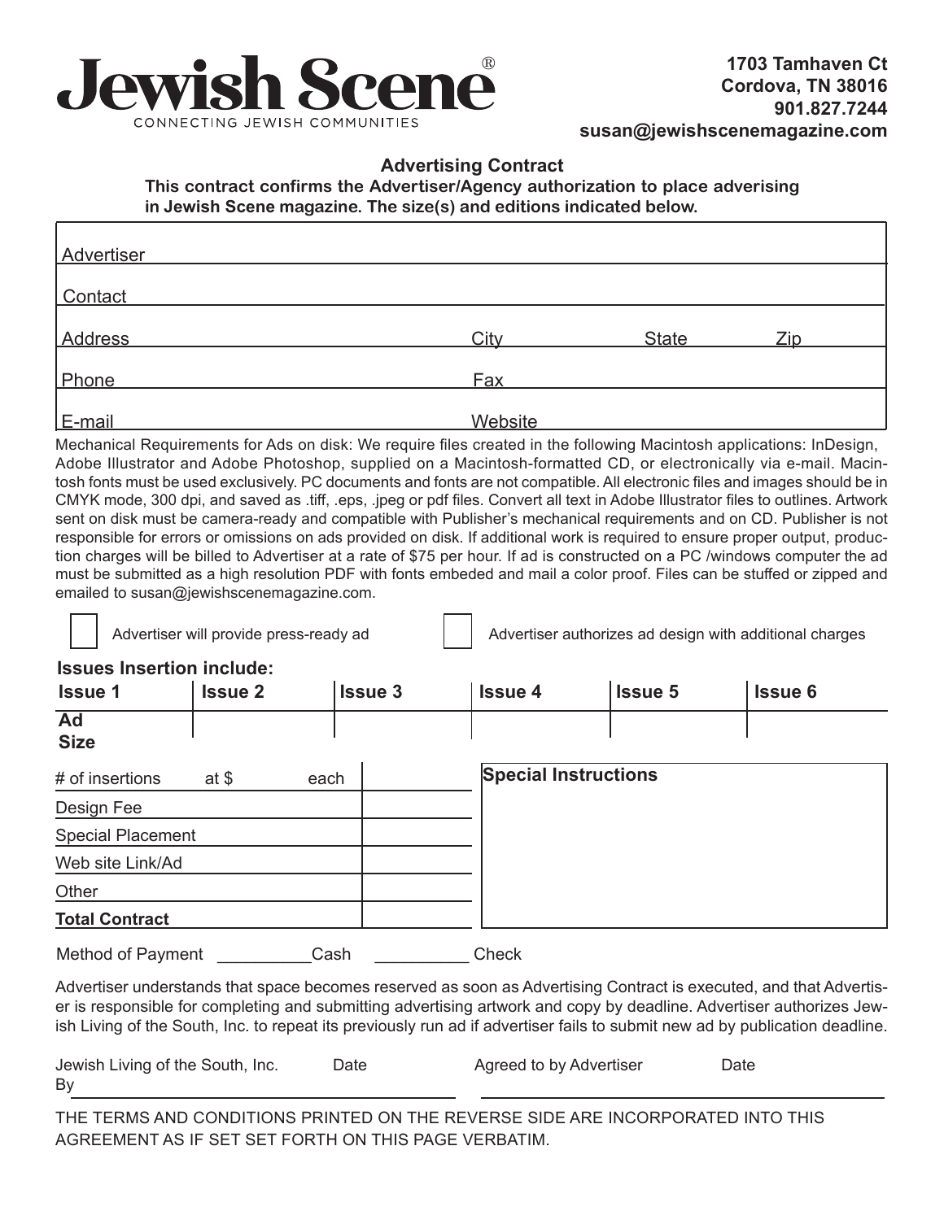# Jewish Scene®

CONNECTING JEWISH COMMUNITIES

**1703 Tamhaven Ct**
**Cordova, TN 38016**
**901.827.7244**
**susan@jewishscenemagazine.com**

## Advertising Contract

**This contract confirms the Advertiser/Agency authorization to place adverising in Jewish Scene magazine. The size(s) and editions indicated below.**

Advertiser ____________________

Contact ____________________

Address ____________________ City __________ State __________ Zip __________

Phone ____________________ Fax ____________________

E-mail ____________________ Website ____________________

Mechanical Requirements for Ads on disk: We require files created in the following Macintosh applications: InDesign, Adobe Illustrator and Adobe Photoshop, supplied on a Macintosh-formatted CD, or electronically via e-mail. Macintosh fonts must be used exclusively. PC documents and fonts are not compatible. All electronic files and images should be in CMYK mode, 300 dpi, and saved as .tiff, .eps, .jpeg or pdf files. Convert all text in Adobe Illustrator files to outlines. Artwork sent on disk must be camera-ready and compatible with Publisher's mechanical requirements and on CD. Publisher is not responsible for errors or omissions on ads provided on disk. If additional work is required to ensure proper output, production charges will be billed to Advertiser at a rate of $75 per hour. If ad is constructed on a PC /windows computer the ad must be submitted as a high resolution PDF with fonts embeded and mail a color proof. Files can be stuffed or zipped and emailed to susan@jewishscenemagazine.com.

☐ Advertiser will provide press-ready ad ☐ Advertiser authorizes ad design with additional charges

**Issues Insertion include:**

| **Issue 1** | **Issue 2** | **Issue 3** | **Issue 4** | **Issue 5** | **Issue 6** |
|---|---|---|---|---|---|
| **Ad Size** | | | | | |

| | |
|---|---|
| # of insertions at $ each | |
| Design Fee | |
| Special Placement | |
| Web site Link/Ad | |
| Other | |
| **Total Contract** | |

**Special Instructions**

Method of Payment __________Cash __________ Check

Advertiser understands that space becomes reserved as soon as Advertising Contract is executed, and that Advertiser is responsible for completing and submitting advertising artwork and copy by deadline. Advertiser authorizes Jewish Living of the South, Inc. to repeat its previously run ad if advertiser fails to submit new ad by publication deadline.

Jewish Living of the South, Inc. Date
By ____________________

Agreed to by Advertiser Date
____________________

THE TERMS AND CONDITIONS PRINTED ON THE REVERSE SIDE ARE INCORPORATED INTO THIS AGREEMENT AS IF SET SET FORTH ON THIS PAGE VERBATIM.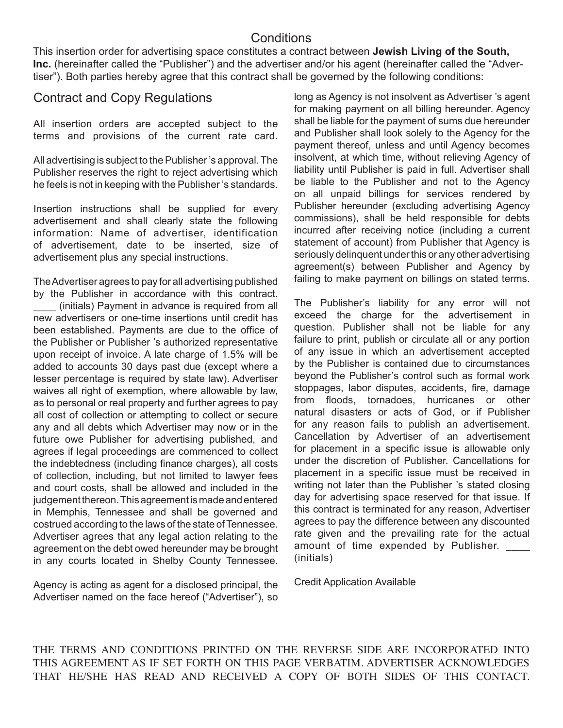# Conditions

This insertion order for advertising space constitutes a contract between **Jewish Living of the South, Inc.** (hereinafter called the "Publisher") and the advertiser and/or his agent (hereinafter called the "Advertiser"). Both parties hereby agree that this contract shall be governed by the following conditions:

## Contract and Copy Regulations

All insertion orders are accepted subject to the terms and provisions of the current rate card.

All advertising is subject to the Publisher 's approval. The Publisher reserves the right to reject advertising which he feels is not in keeping with the Publisher 's standards.

Insertion instructions shall be supplied for every advertisement and shall clearly state the following information: Name of advertiser, identification of advertisement, date to be inserted, size of advertisement plus any special instructions.

The Advertiser agrees to pay for all advertising published by the Publisher in accordance with this contract. ____ (initials) Payment in advance is required from all new advertisers or one-time insertions until credit has been established. Payments are due to the office of the Publisher or Publisher 's authorized representative upon receipt of invoice. A late charge of 1.5% will be added to accounts 30 days past due (except where a lesser percentage is required by state law). Advertiser waives all right of exemption, where allowable by law, as to personal or real property and further agrees to pay all cost of collection or attempting to collect or secure any and all debts which Advertiser may now or in the future owe Publisher for advertising published, and agrees if legal proceedings are commenced to collect the indebtedness (including finance charges), all costs of collection, including, but not limited to lawyer fees and court costs, shall be allowed and included in the judgement thereon. This agreement is made and entered in Memphis, Tennessee and shall be governed and costrued according to the laws of the state of Tennessee. Advertiser agrees that any legal action relating to the agreement on the debt owed hereunder may be brought in any courts located in Shelby County Tennessee.

Agency is acting as agent for a disclosed principal, the Advertiser named on the face hereof ("Advertiser"), so long as Agency is not insolvent as Advertiser 's agent for making payment on all billing hereunder. Agency shall be liable for the payment of sums due hereunder and Publisher shall look solely to the Agency for the payment thereof, unless and until Agency becomes insolvent, at which time, without relieving Agency of liability until Publisher is paid in full. Advertiser shall be liable to the Publisher and not to the Agency on all unpaid billings for services rendered by Publisher hereunder (excluding advertising Agency commissions), shall be held responsible for debts incurred after receiving notice (including a current statement of account) from Publisher that Agency is seriously delinquent under this or any other advertising agreement(s) between Publisher and Agency by failing to make payment on billings on stated terms.

The Publisher's liability for any error will not exceed the charge for the advertisement in question. Publisher shall not be liable for any failure to print, publish or circulate all or any portion of any issue in which an advertisement accepted by the Publisher is contained due to circumstances beyond the Publisher's control such as formal work stoppages, labor disputes, accidents, fire, damage from floods, tornadoes, hurricanes or other natural disasters or acts of God, or if Publisher for any reason fails to publish an advertisement. Cancellation by Advertiser of an advertisement for placement in a specific issue is allowable only under the discretion of Publisher. Cancellations for placement in a specific issue must be received in writing not later than the Publisher 's stated closing day for advertising space reserved for that issue. If this contract is terminated for any reason, Advertiser agrees to pay the difference between any discounted rate given and the prevailing rate for the actual amount of time expended by Publisher. ____ (initials)

Credit Application Available

THE TERMS AND CONDITIONS PRINTED ON THE REVERSE SIDE ARE INCORPORATED INTO THIS AGREEMENT AS IF SET FORTH ON THIS PAGE VERBATIM. ADVERTISER ACKNOWLEDGES THAT HE/SHE HAS READ AND RECEIVED A COPY OF BOTH SIDES OF THIS CONTACT.